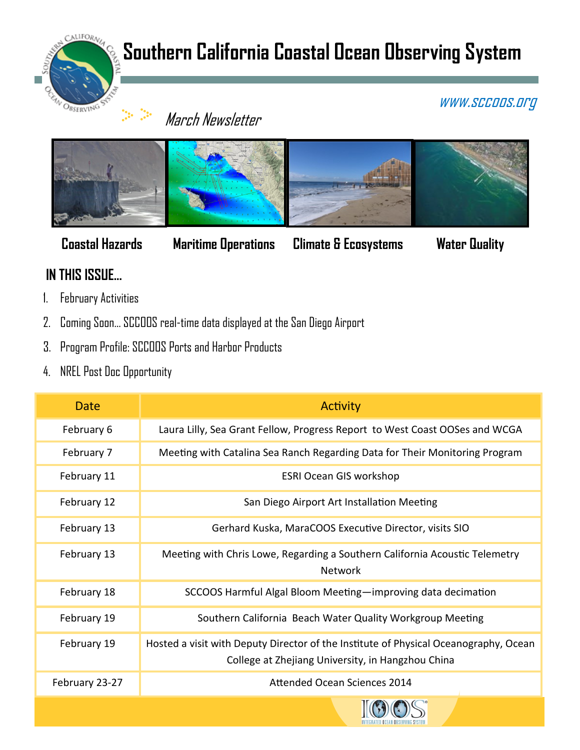# Southern California Coastal Ocean Observing System

www.sccoos.org

*March Newsletter*

**Coastal Hazards** **Maritime Operations** **Climate & Ecosystems** **Water Quality**

## IN THIS ISSUE...

1. February Activities
2. Coming Soon... SCCOOS real-time data displayed at the San Diego Airport
3. Program Profile: SCCOOS Ports and Harbor Products
4. NREL Post Doc Opportunity

| Date | Activity |
|---|---|
| February 6 | Laura Lilly, Sea Grant Fellow, Progress Report to West Coast OOSes and WCGA |
| February 7 | Meeting with Catalina Sea Ranch Regarding Data for Their Monitoring Program |
| February 11 | ESRI Ocean GIS workshop |
| February 12 | San Diego Airport Art Installation Meeting |
| February 13 | Gerhard Kuska, MaraCOOS Executive Director, visits SIO |
| February 13 | Meeting with Chris Lowe, Regarding a Southern California Acoustic Telemetry Network |
| February 18 | SCCOOS Harmful Algal Bloom Meeting—improving data decimation |
| February 19 | Southern California Beach Water Quality Workgroup Meeting |
| February 19 | Hosted a visit with Deputy Director of the Institute of Physical Oceanography, Ocean College at Zhejiang University, in Hangzhou China |
| February 23-27 | Attended Ocean Sciences 2014 |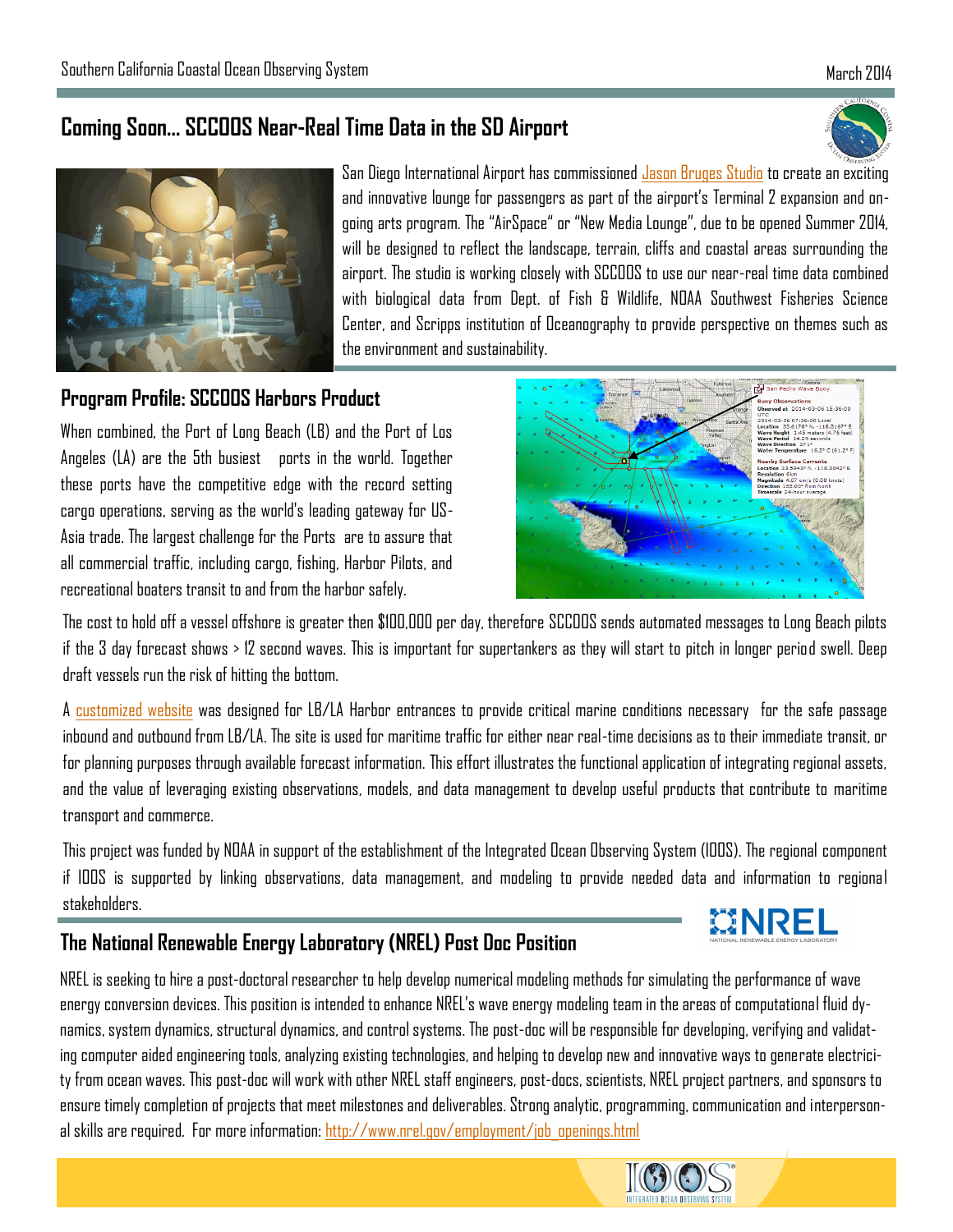## Coming Soon… SCCOOS Near-Real Time Data in the SD Airport

San Diego International Airport has commissioned Jason Bruges Studio to create an exciting and innovative lounge for passengers as part of the airport's Terminal 2 expansion and on-going arts program. The "AirSpace" or "New Media Lounge", due to be opened Summer 2014, will be designed to reflect the landscape, terrain, cliffs and coastal areas surrounding the airport. The studio is working closely with SCCOOS to use our near-real time data combined with biological data from Dept. of Fish & Wildlife, NOAA Southwest Fisheries Science Center, and Scripps institution of Oceanography to provide perspective on themes such as the environment and sustainability.

## Program Profile: SCCOOS Harbors Product

When combined, the Port of Long Beach (LB) and the Port of Los Angeles (LA) are the 5th busiest ports in the world. Together these ports have the competitive edge with the record setting cargo operations, serving as the world's leading gateway for US-Asia trade. The largest challenge for the Ports are to assure that all commercial traffic, including cargo, fishing, Harbor Pilots, and recreational boaters transit to and from the harbor safely.

The cost to hold off a vessel offshore is greater then $100,000 per day, therefore SCCOOS sends automated messages to Long Beach pilots if the 3 day forecast shows > 12 second waves. This is important for supertankers as they will start to pitch in longer period swell. Deep draft vessels run the risk of hitting the bottom.

A customized website was designed for LB/LA Harbor entrances to provide critical marine conditions necessary for the safe passage inbound and outbound from LB/LA. The site is used for maritime traffic for either near real-time decisions as to their immediate transit, or for planning purposes through available forecast information. This effort illustrates the functional application of integrating regional assets, and the value of leveraging existing observations, models, and data management to develop useful products that contribute to maritime transport and commerce.

This project was funded by NOAA in support of the establishment of the Integrated Ocean Observing System (IOOS). The regional component if IOOS is supported by linking observations, data management, and modeling to provide needed data and information to regional stakeholders.

## The National Renewable Energy Laboratory (NREL) Post Doc Position

NREL is seeking to hire a post-doctoral researcher to help develop numerical modeling methods for simulating the performance of wave energy conversion devices. This position is intended to enhance NREL's wave energy modeling team in the areas of computational fluid dynamics, system dynamics, structural dynamics, and control systems. The post-doc will be responsible for developing, verifying and validating computer aided engineering tools, analyzing existing technologies, and helping to develop new and innovative ways to generate electricity from ocean waves. This post-doc will work with other NREL staff engineers, post-docs, scientists, NREL project partners, and sponsors to ensure timely completion of projects that meet milestones and deliverables. Strong analytic, programming, communication and interpersonal skills are required. For more information: http://www.nrel.gov/employment/job_openings.html